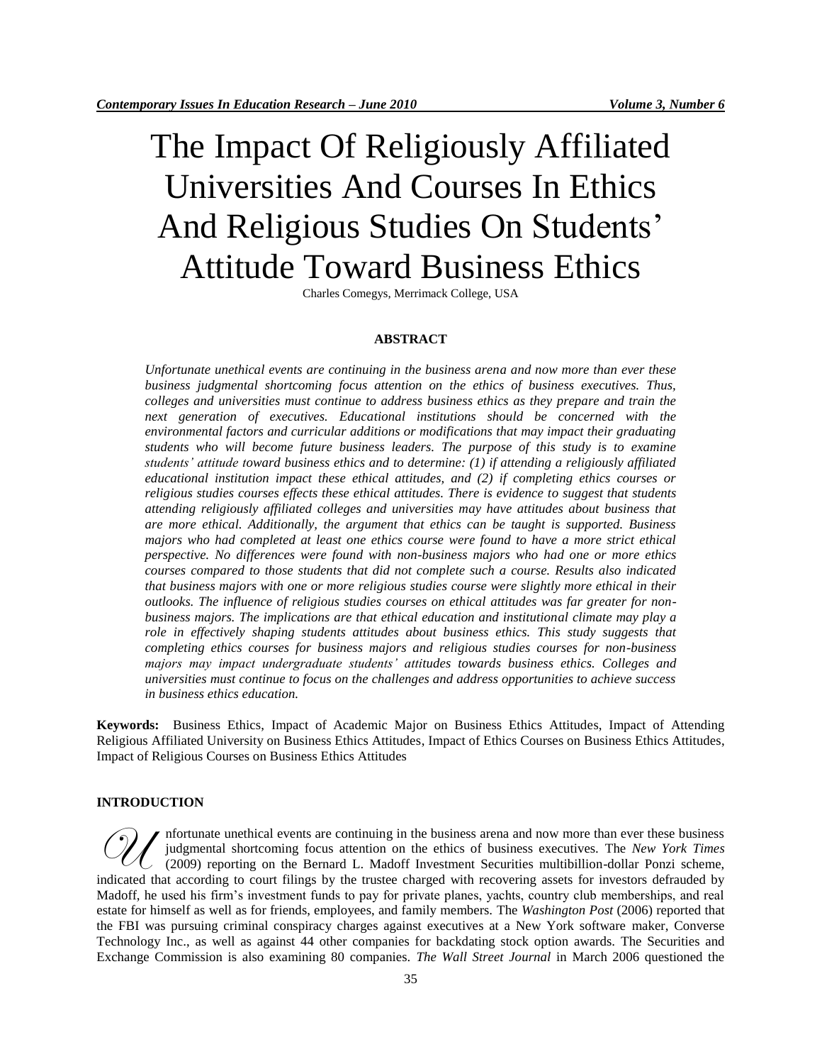# The Impact Of Religiously Affiliated Universities And Courses In Ethics And Religious Studies On Students' Attitude Toward Business Ethics

Charles Comegys, Merrimack College, USA

## ABSTRACT

*Unfortunate unethical events are continuing in the business arena and now more than ever these business judgmental shortcoming focus attention on the ethics of business executives. Thus, colleges and universities must continue to address business ethics as they prepare and train the next generation of executives. Educational institutions should be concerned with the environmental factors and curricular additions or modifications that may impact their graduating students who will become future business leaders. The purpose of this study is to examine students' attitude toward business ethics and to determine: (1) if attending a religiously affiliated educational institution impact these ethical attitudes, and (2) if completing ethics courses or religious studies courses effects these ethical attitudes. There is evidence to suggest that students attending religiously affiliated colleges and universities may have attitudes about business that are more ethical. Additionally, the argument that ethics can be taught is supported. Business majors who had completed at least one ethics course were found to have a more strict ethical perspective. No differences were found with non-business majors who had one or more ethics courses compared to those students that did not complete such a course. Results also indicated that business majors with one or more religious studies course were slightly more ethical in their outlooks. The influence of religious studies courses on ethical attitudes was far greater for non-business majors. The implications are that ethical education and institutional climate may play a role in effectively shaping students attitudes about business ethics. This study suggests that completing ethics courses for business majors and religious studies courses for non-business majors may impact undergraduate students' attitudes towards business ethics. Colleges and universities must continue to focus on the challenges and address opportunities to achieve success in business ethics education.*

**Keywords:** Business Ethics, Impact of Academic Major on Business Ethics Attitudes, Impact of Attending Religious Affiliated University on Business Ethics Attitudes, Impact of Ethics Courses on Business Ethics Attitudes, Impact of Religious Courses on Business Ethics Attitudes

## INTRODUCTION

Unfortunate unethical events are continuing in the business arena and now more than ever these business judgmental shortcoming focus attention on the ethics of business executives. The *New York Times* (2009) reporting on the Bernard L. Madoff Investment Securities multibillion-dollar Ponzi scheme, indicated that according to court filings by the trustee charged with recovering assets for investors defrauded by Madoff, he used his firm's investment funds to pay for private planes, yachts, country club memberships, and real estate for himself as well as for friends, employees, and family members. The *Washington Post* (2006) reported that the FBI was pursuing criminal conspiracy charges against executives at a New York software maker, Converse Technology Inc., as well as against 44 other companies for backdating stock option awards. The Securities and Exchange Commission is also examining 80 companies. *The Wall Street Journal* in March 2006 questioned the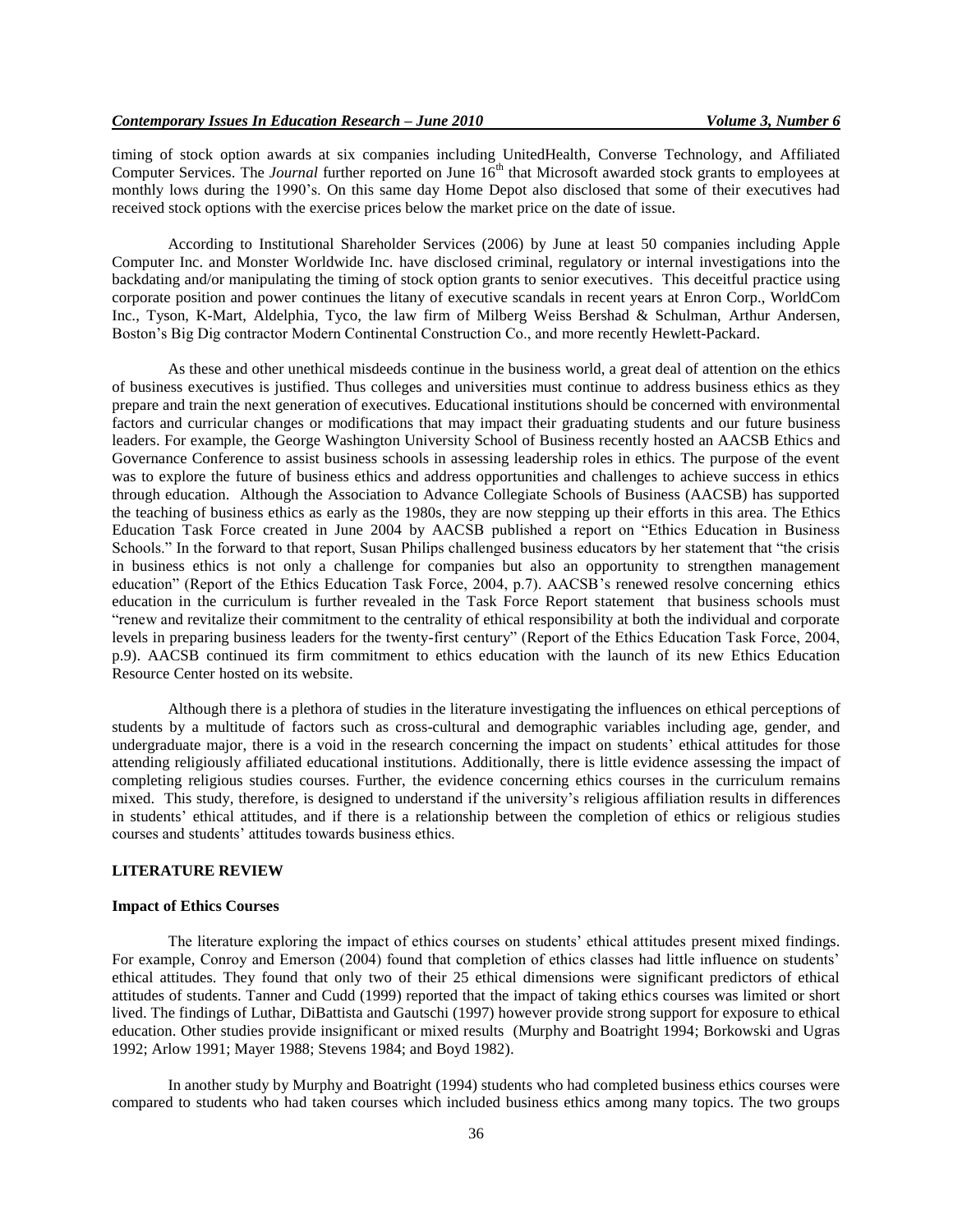timing of stock option awards at six companies including UnitedHealth, Converse Technology, and Affiliated Computer Services. The *Journal* further reported on June 16th that Microsoft awarded stock grants to employees at monthly lows during the 1990's. On this same day Home Depot also disclosed that some of their executives had received stock options with the exercise prices below the market price on the date of issue.

According to Institutional Shareholder Services (2006) by June at least 50 companies including Apple Computer Inc. and Monster Worldwide Inc. have disclosed criminal, regulatory or internal investigations into the backdating and/or manipulating the timing of stock option grants to senior executives. This deceitful practice using corporate position and power continues the litany of executive scandals in recent years at Enron Corp., WorldCom Inc., Tyson, K-Mart, Aldelphia, Tyco, the law firm of Milberg Weiss Bershad & Schulman, Arthur Andersen, Boston's Big Dig contractor Modern Continental Construction Co., and more recently Hewlett-Packard.

As these and other unethical misdeeds continue in the business world, a great deal of attention on the ethics of business executives is justified. Thus colleges and universities must continue to address business ethics as they prepare and train the next generation of executives. Educational institutions should be concerned with environmental factors and curricular changes or modifications that may impact their graduating students and our future business leaders. For example, the George Washington University School of Business recently hosted an AACSB Ethics and Governance Conference to assist business schools in assessing leadership roles in ethics. The purpose of the event was to explore the future of business ethics and address opportunities and challenges to achieve success in ethics through education. Although the Association to Advance Collegiate Schools of Business (AACSB) has supported the teaching of business ethics as early as the 1980s, they are now stepping up their efforts in this area. The Ethics Education Task Force created in June 2004 by AACSB published a report on "Ethics Education in Business Schools." In the forward to that report, Susan Philips challenged business educators by her statement that "the crisis in business ethics is not only a challenge for companies but also an opportunity to strengthen management education" (Report of the Ethics Education Task Force, 2004, p.7). AACSB's renewed resolve concerning ethics education in the curriculum is further revealed in the Task Force Report statement that business schools must "renew and revitalize their commitment to the centrality of ethical responsibility at both the individual and corporate levels in preparing business leaders for the twenty-first century" (Report of the Ethics Education Task Force, 2004, p.9). AACSB continued its firm commitment to ethics education with the launch of its new Ethics Education Resource Center hosted on its website.

Although there is a plethora of studies in the literature investigating the influences on ethical perceptions of students by a multitude of factors such as cross-cultural and demographic variables including age, gender, and undergraduate major, there is a void in the research concerning the impact on students' ethical attitudes for those attending religiously affiliated educational institutions. Additionally, there is little evidence assessing the impact of completing religious studies courses. Further, the evidence concerning ethics courses in the curriculum remains mixed. This study, therefore, is designed to understand if the university's religious affiliation results in differences in students' ethical attitudes, and if there is a relationship between the completion of ethics or religious studies courses and students' attitudes towards business ethics.

## LITERATURE REVIEW

### Impact of Ethics Courses

The literature exploring the impact of ethics courses on students' ethical attitudes present mixed findings. For example, Conroy and Emerson (2004) found that completion of ethics classes had little influence on students' ethical attitudes. They found that only two of their 25 ethical dimensions were significant predictors of ethical attitudes of students. Tanner and Cudd (1999) reported that the impact of taking ethics courses was limited or short lived. The findings of Luthar, DiBattista and Gautschi (1997) however provide strong support for exposure to ethical education. Other studies provide insignificant or mixed results (Murphy and Boatright 1994; Borkowski and Ugras 1992; Arlow 1991; Mayer 1988; Stevens 1984; and Boyd 1982).

In another study by Murphy and Boatright (1994) students who had completed business ethics courses were compared to students who had taken courses which included business ethics among many topics. The two groups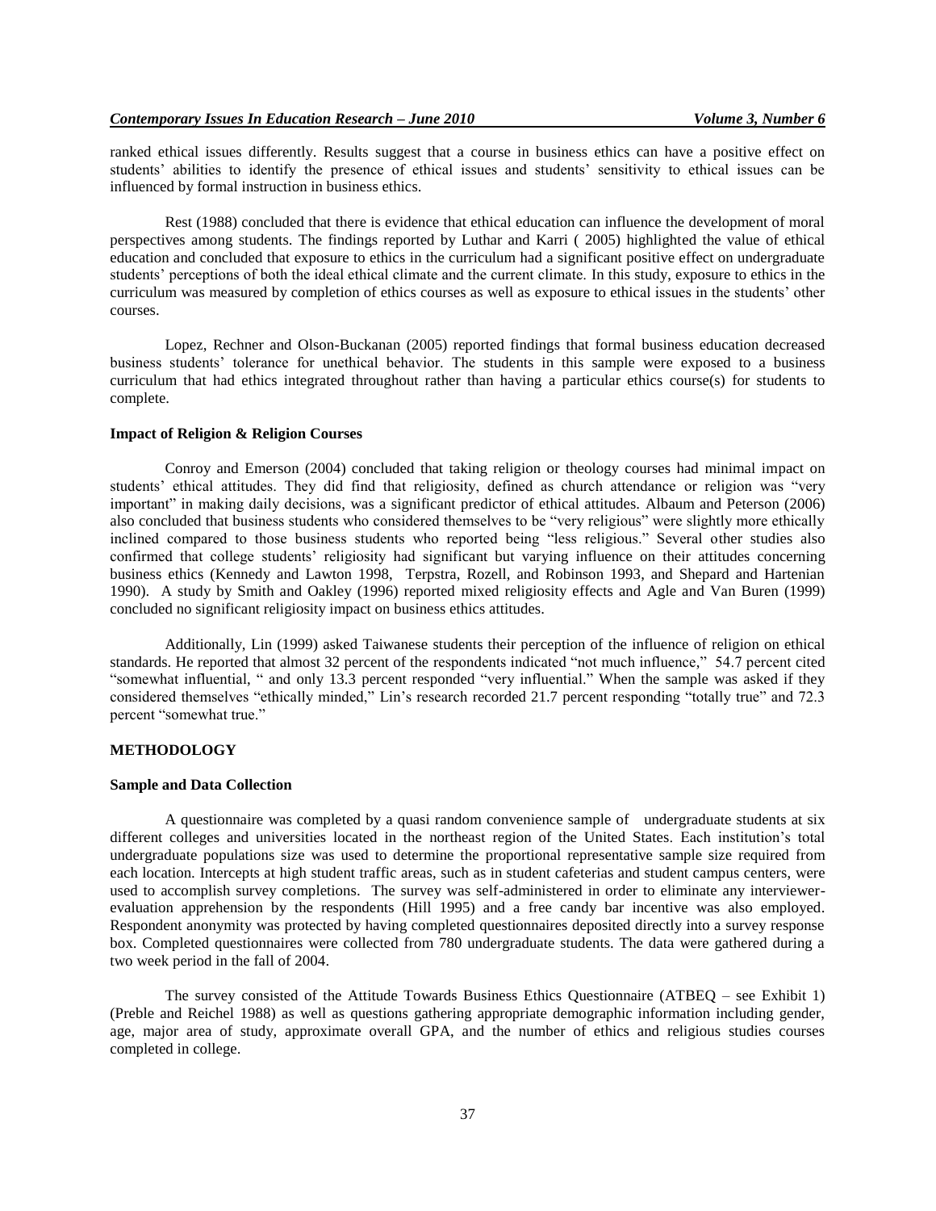ranked ethical issues differently. Results suggest that a course in business ethics can have a positive effect on students' abilities to identify the presence of ethical issues and students' sensitivity to ethical issues can be influenced by formal instruction in business ethics.

Rest (1988) concluded that there is evidence that ethical education can influence the development of moral perspectives among students. The findings reported by Luthar and Karri ( 2005) highlighted the value of ethical education and concluded that exposure to ethics in the curriculum had a significant positive effect on undergraduate students' perceptions of both the ideal ethical climate and the current climate. In this study, exposure to ethics in the curriculum was measured by completion of ethics courses as well as exposure to ethical issues in the students' other courses.

Lopez, Rechner and Olson-Buckanan (2005) reported findings that formal business education decreased business students' tolerance for unethical behavior. The students in this sample were exposed to a business curriculum that had ethics integrated throughout rather than having a particular ethics course(s) for students to complete.

### Impact of Religion & Religion Courses

Conroy and Emerson (2004) concluded that taking religion or theology courses had minimal impact on students' ethical attitudes. They did find that religiosity, defined as church attendance or religion was "very important" in making daily decisions, was a significant predictor of ethical attitudes. Albaum and Peterson (2006) also concluded that business students who considered themselves to be "very religious" were slightly more ethically inclined compared to those business students who reported being "less religious." Several other studies also confirmed that college students' religiosity had significant but varying influence on their attitudes concerning business ethics (Kennedy and Lawton 1998, Terpstra, Rozell, and Robinson 1993, and Shepard and Hartenian 1990). A study by Smith and Oakley (1996) reported mixed religiosity effects and Agle and Van Buren (1999) concluded no significant religiosity impact on business ethics attitudes.

Additionally, Lin (1999) asked Taiwanese students their perception of the influence of religion on ethical standards. He reported that almost 32 percent of the respondents indicated "not much influence," 54.7 percent cited "somewhat influential, " and only 13.3 percent responded "very influential." When the sample was asked if they considered themselves "ethically minded," Lin's research recorded 21.7 percent responding "totally true" and 72.3 percent "somewhat true."

## METHODOLOGY

### Sample and Data Collection

A questionnaire was completed by a quasi random convenience sample of undergraduate students at six different colleges and universities located in the northeast region of the United States. Each institution's total undergraduate populations size was used to determine the proportional representative sample size required from each location. Intercepts at high student traffic areas, such as in student cafeterias and student campus centers, were used to accomplish survey completions. The survey was self-administered in order to eliminate any interviewer-evaluation apprehension by the respondents (Hill 1995) and a free candy bar incentive was also employed. Respondent anonymity was protected by having completed questionnaires deposited directly into a survey response box. Completed questionnaires were collected from 780 undergraduate students. The data were gathered during a two week period in the fall of 2004.

The survey consisted of the Attitude Towards Business Ethics Questionnaire (ATBEQ – see Exhibit 1) (Preble and Reichel 1988) as well as questions gathering appropriate demographic information including gender, age, major area of study, approximate overall GPA, and the number of ethics and religious studies courses completed in college.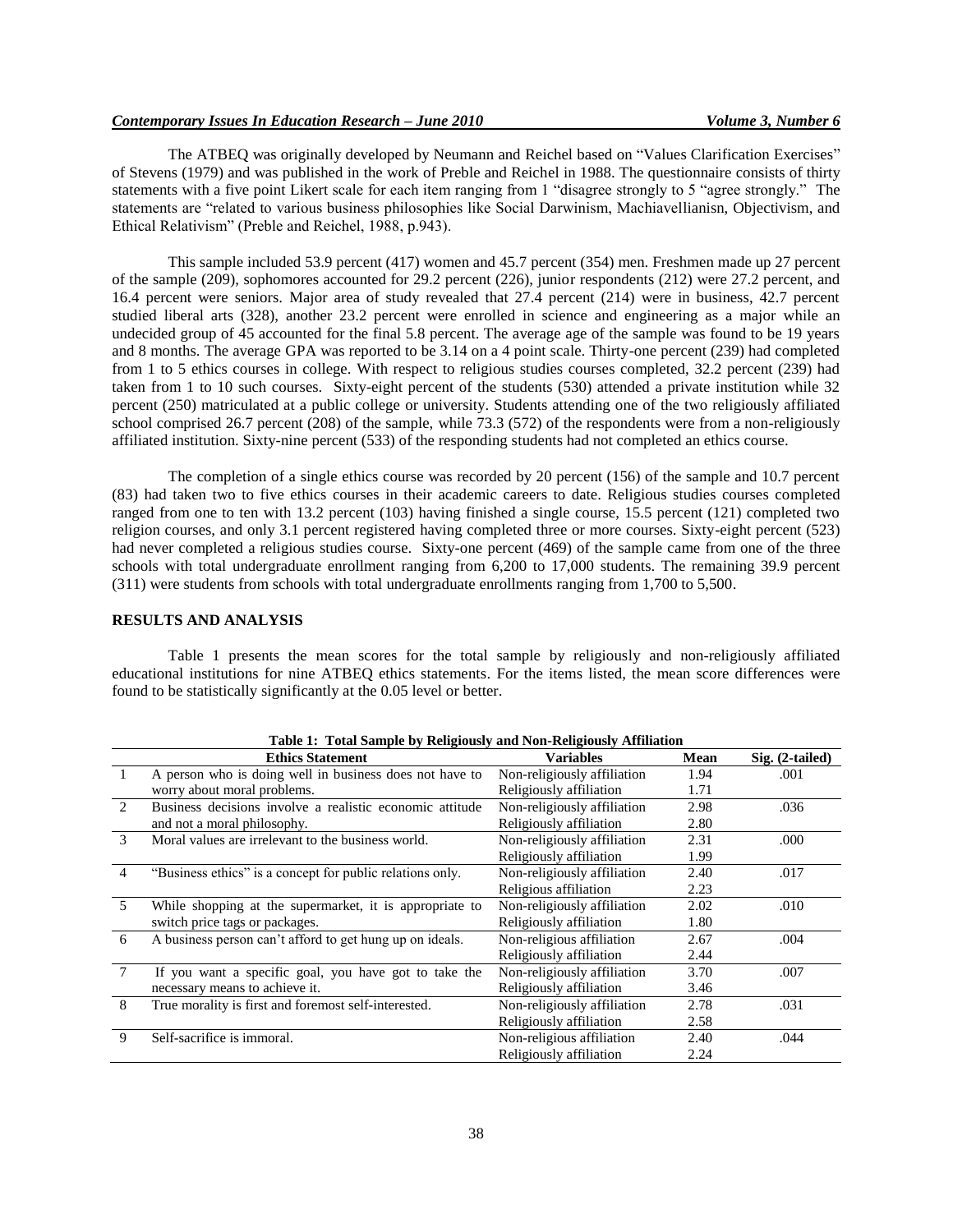The ATBEQ was originally developed by Neumann and Reichel based on "Values Clarification Exercises" of Stevens (1979) and was published in the work of Preble and Reichel in 1988. The questionnaire consists of thirty statements with a five point Likert scale for each item ranging from 1 "disagree strongly to 5 "agree strongly." The statements are "related to various business philosophies like Social Darwinism, Machiavellianisn, Objectivism, and Ethical Relativism" (Preble and Reichel, 1988, p.943).

This sample included 53.9 percent (417) women and 45.7 percent (354) men. Freshmen made up 27 percent of the sample (209), sophomores accounted for 29.2 percent (226), junior respondents (212) were 27.2 percent, and 16.4 percent were seniors. Major area of study revealed that 27.4 percent (214) were in business, 42.7 percent studied liberal arts (328), another 23.2 percent were enrolled in science and engineering as a major while an undecided group of 45 accounted for the final 5.8 percent. The average age of the sample was found to be 19 years and 8 months. The average GPA was reported to be 3.14 on a 4 point scale. Thirty-one percent (239) had completed from 1 to 5 ethics courses in college. With respect to religious studies courses completed, 32.2 percent (239) had taken from 1 to 10 such courses. Sixty-eight percent of the students (530) attended a private institution while 32 percent (250) matriculated at a public college or university. Students attending one of the two religiously affiliated school comprised 26.7 percent (208) of the sample, while 73.3 (572) of the respondents were from a non-religiously affiliated institution. Sixty-nine percent (533) of the responding students had not completed an ethics course.

The completion of a single ethics course was recorded by 20 percent (156) of the sample and 10.7 percent (83) had taken two to five ethics courses in their academic careers to date. Religious studies courses completed ranged from one to ten with 13.2 percent (103) having finished a single course, 15.5 percent (121) completed two religion courses, and only 3.1 percent registered having completed three or more courses. Sixty-eight percent (523) had never completed a religious studies course. Sixty-one percent (469) of the sample came from one of the three schools with total undergraduate enrollment ranging from 6,200 to 17,000 students. The remaining 39.9 percent (311) were students from schools with total undergraduate enrollments ranging from 1,700 to 5,500.

## RESULTS AND ANALYSIS

Table 1 presents the mean scores for the total sample by religiously and non-religiously affiliated educational institutions for nine ATBEQ ethics statements. For the items listed, the mean score differences were found to be statistically significantly at the 0.05 level or better.

**Table 1: Total Sample by Religiously and Non-Religiously Affiliation**

| | Ethics Statement | Variables | Mean | Sig. (2-tailed) |
|---|---|---|---|---|
| 1 | A person who is doing well in business does not have to worry about moral problems. | Non-religiously affiliation | 1.94 | .001 |
| | | Religiously affiliation | 1.71 | |
| 2 | Business decisions involve a realistic economic attitude and not a moral philosophy. | Non-religiously affiliation | 2.98 | .036 |
| | | Religiously affiliation | 2.80 | |
| 3 | Moral values are irrelevant to the business world. | Non-religiously affiliation | 2.31 | .000 |
| | | Religiously affiliation | 1.99 | |
| 4 | "Business ethics" is a concept for public relations only. | Non-religiously affiliation | 2.40 | .017 |
| | | Religious affiliation | 2.23 | |
| 5 | While shopping at the supermarket, it is appropriate to switch price tags or packages. | Non-religiously affiliation | 2.02 | .010 |
| | | Religiously affiliation | 1.80 | |
| 6 | A business person can't afford to get hung up on ideals. | Non-religious affiliation | 2.67 | .004 |
| | | Religiously affiliation | 2.44 | |
| 7 | If you want a specific goal, you have got to take the necessary means to achieve it. | Non-religiously affiliation | 3.70 | .007 |
| | | Religiously affiliation | 3.46 | |
| 8 | True morality is first and foremost self-interested. | Non-religiously affiliation | 2.78 | .031 |
| | | Religiously affiliation | 2.58 | |
| 9 | Self-sacrifice is immoral. | Non-religious affiliation | 2.40 | .044 |
| | | Religiously affiliation | 2.24 | |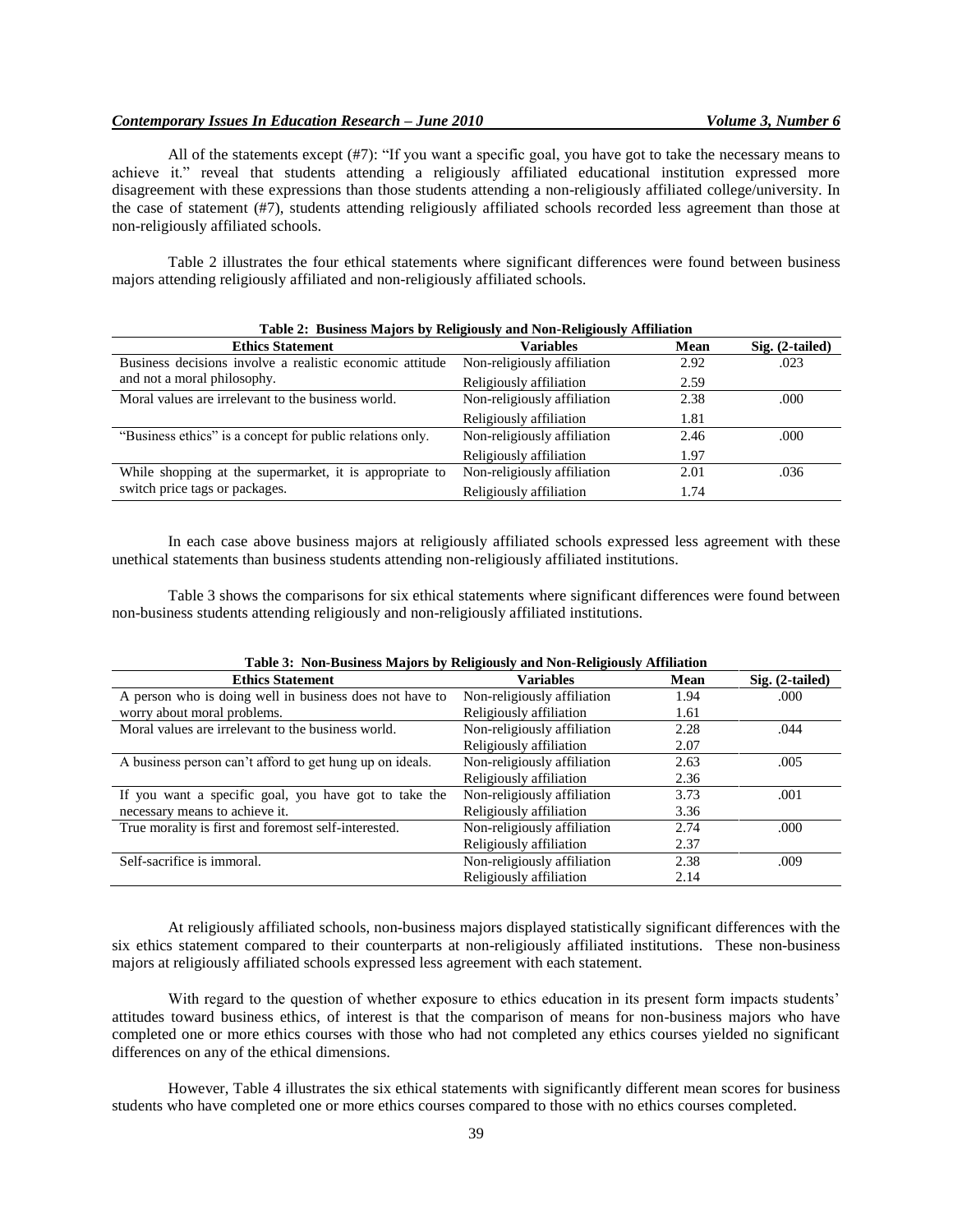All of the statements except (#7): "If you want a specific goal, you have got to take the necessary means to achieve it." reveal that students attending a religiously affiliated educational institution expressed more disagreement with these expressions than those students attending a non-religiously affiliated college/university. In the case of statement (#7), students attending religiously affiliated schools recorded less agreement than those at non-religiously affiliated schools.

Table 2 illustrates the four ethical statements where significant differences were found between business majors attending religiously affiliated and non-religiously affiliated schools.

**Table 2: Business Majors by Religiously and Non-Religiously Affiliation**

| Ethics Statement | Variables | Mean | Sig. (2-tailed) |
|---|---|---|---|
| Business decisions involve a realistic economic attitude and not a moral philosophy. | Non-religiously affiliation | 2.92 | .023 |
| | Religiously affiliation | 2.59 | |
| Moral values are irrelevant to the business world. | Non-religiously affiliation | 2.38 | .000 |
| | Religiously affiliation | 1.81 | |
| "Business ethics" is a concept for public relations only. | Non-religiously affiliation | 2.46 | .000 |
| | Religiously affiliation | 1.97 | |
| While shopping at the supermarket, it is appropriate to switch price tags or packages. | Non-religiously affiliation | 2.01 | .036 |
| | Religiously affiliation | 1.74 | |

In each case above business majors at religiously affiliated schools expressed less agreement with these unethical statements than business students attending non-religiously affiliated institutions.

Table 3 shows the comparisons for six ethical statements where significant differences were found between non-business students attending religiously and non-religiously affiliated institutions.

**Table 3: Non-Business Majors by Religiously and Non-Religiously Affiliation**

| Ethics Statement | Variables | Mean | Sig. (2-tailed) |
|---|---|---|---|
| A person who is doing well in business does not have to worry about moral problems. | Non-religiously affiliation | 1.94 | .000 |
| | Religiously affiliation | 1.61 | |
| Moral values are irrelevant to the business world. | Non-religiously affiliation | 2.28 | .044 |
| | Religiously affiliation | 2.07 | |
| A business person can't afford to get hung up on ideals. | Non-religiously affiliation | 2.63 | .005 |
| | Religiously affiliation | 2.36 | |
| If you want a specific goal, you have got to take the necessary means to achieve it. | Non-religiously affiliation | 3.73 | .001 |
| | Religiously affiliation | 3.36 | |
| True morality is first and foremost self-interested. | Non-religiously affiliation | 2.74 | .000 |
| | Religiously affiliation | 2.37 | |
| Self-sacrifice is immoral. | Non-religiously affiliation | 2.38 | .009 |
| | Religiously affiliation | 2.14 | |

At religiously affiliated schools, non-business majors displayed statistically significant differences with the six ethics statement compared to their counterparts at non-religiously affiliated institutions. These non-business majors at religiously affiliated schools expressed less agreement with each statement.

With regard to the question of whether exposure to ethics education in its present form impacts students' attitudes toward business ethics, of interest is that the comparison of means for non-business majors who have completed one or more ethics courses with those who had not completed any ethics courses yielded no significant differences on any of the ethical dimensions.

However, Table 4 illustrates the six ethical statements with significantly different mean scores for business students who have completed one or more ethics courses compared to those with no ethics courses completed.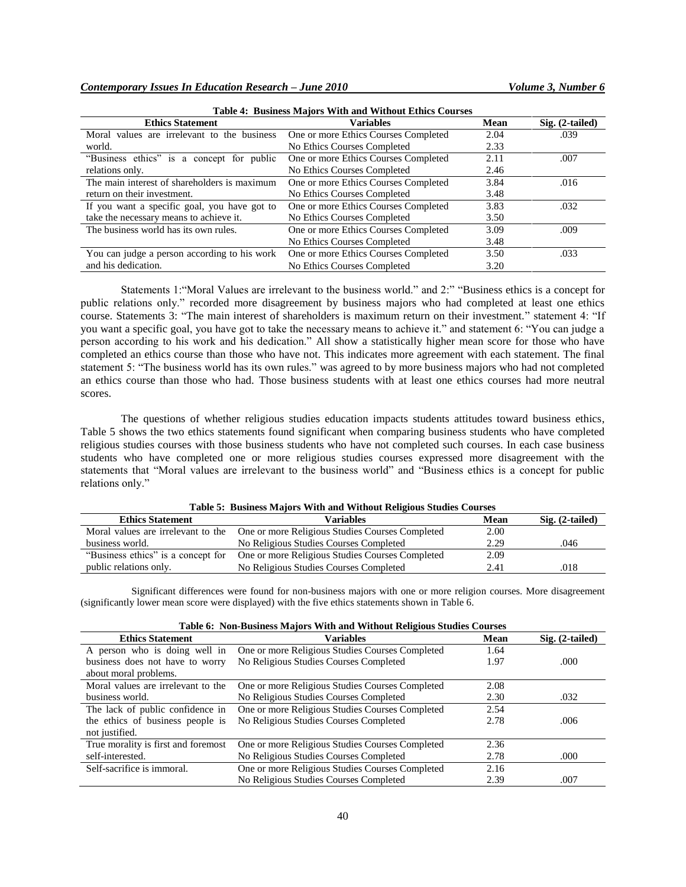**Table 4: Business Majors With and Without Ethics Courses**

| Ethics Statement | Variables | Mean | Sig. (2-tailed) |
|---|---|---|---|
| Moral values are irrelevant to the business world. | One or more Ethics Courses Completed | 2.04 | .039 |
| | No Ethics Courses Completed | 2.33 | |
| "Business ethics" is a concept for public relations only. | One or more Ethics Courses Completed | 2.11 | .007 |
| | No Ethics Courses Completed | 2.46 | |
| The main interest of shareholders is maximum return on their investment. | One or more Ethics Courses Completed | 3.84 | .016 |
| | No Ethics Courses Completed | 3.48 | |
| If you want a specific goal, you have got to take the necessary means to achieve it. | One or more Ethics Courses Completed | 3.83 | .032 |
| | No Ethics Courses Completed | 3.50 | |
| The business world has its own rules. | One or more Ethics Courses Completed | 3.09 | .009 |
| | No Ethics Courses Completed | 3.48 | |
| You can judge a person according to his work and his dedication. | One or more Ethics Courses Completed | 3.50 | .033 |
| | No Ethics Courses Completed | 3.20 | |

Statements 1:"Moral Values are irrelevant to the business world." and 2:" "Business ethics is a concept for public relations only." recorded more disagreement by business majors who had completed at least one ethics course. Statements 3: "The main interest of shareholders is maximum return on their investment." statement 4: "If you want a specific goal, you have got to take the necessary means to achieve it." and statement 6: "You can judge a person according to his work and his dedication." All show a statistically higher mean score for those who have completed an ethics course than those who have not. This indicates more agreement with each statement. The final statement 5: "The business world has its own rules." was agreed to by more business majors who had not completed an ethics course than those who had. Those business students with at least one ethics courses had more neutral scores.

The questions of whether religious studies education impacts students attitudes toward business ethics, Table 5 shows the two ethics statements found significant when comparing business students who have completed religious studies courses with those business students who have not completed such courses. In each case business students who have completed one or more religious studies courses expressed more disagreement with the statements that "Moral values are irrelevant to the business world" and "Business ethics is a concept for public relations only."

**Table 5: Business Majors With and Without Religious Studies Courses**

| Ethics Statement | Variables | Mean | Sig. (2-tailed) |
|---|---|---|---|
| Moral values are irrelevant to the business world. | One or more Religious Studies Courses Completed | 2.00 | |
| | No Religious Studies Courses Completed | 2.29 | .046 |
| "Business ethics" is a concept for public relations only. | One or more Religious Studies Courses Completed | 2.09 | |
| | No Religious Studies Courses Completed | 2.41 | .018 |

Significant differences were found for non-business majors with one or more religion courses. More disagreement (significantly lower mean score were displayed) with the five ethics statements shown in Table 6.

**Table 6: Non-Business Majors With and Without Religious Studies Courses**

| Ethics Statement | Variables | Mean | Sig. (2-tailed) |
|---|---|---|---|
| A person who is doing well in business does not have to worry about moral problems. | One or more Religious Studies Courses Completed | 1.64 | |
| | No Religious Studies Courses Completed | 1.97 | .000 |
| Moral values are irrelevant to the business world. | One or more Religious Studies Courses Completed | 2.08 | |
| | No Religious Studies Courses Completed | 2.30 | .032 |
| The lack of public confidence in the ethics of business people is not justified. | One or more Religious Studies Courses Completed | 2.54 | |
| | No Religious Studies Courses Completed | 2.78 | .006 |
| True morality is first and foremost self-interested. | One or more Religious Studies Courses Completed | 2.36 | |
| | No Religious Studies Courses Completed | 2.78 | .000 |
| Self-sacrifice is immoral. | One or more Religious Studies Courses Completed | 2.16 | |
| | No Religious Studies Courses Completed | 2.39 | .007 |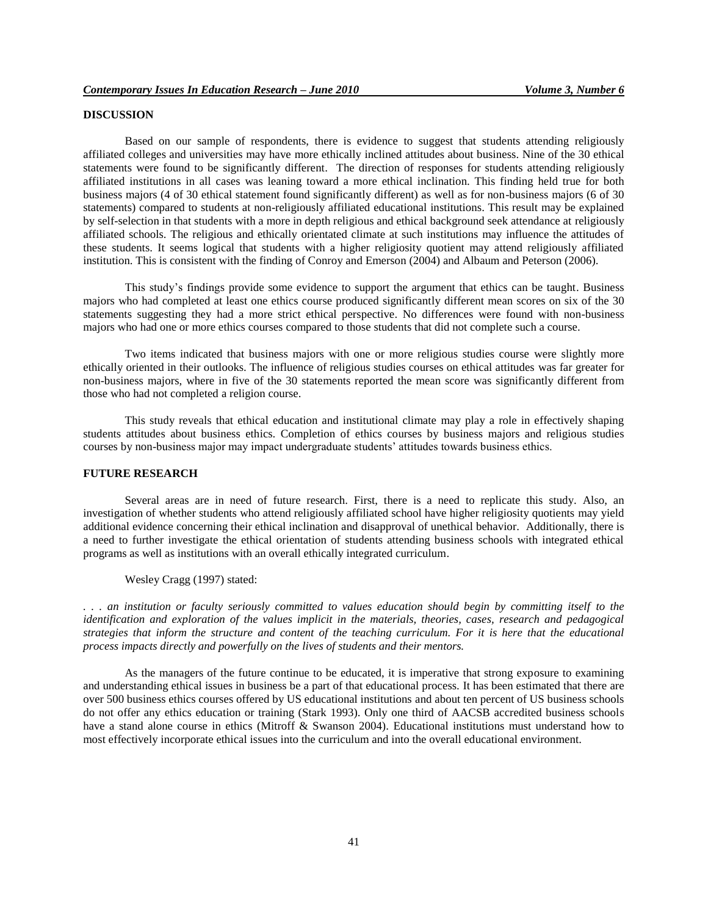## DISCUSSION

Based on our sample of respondents, there is evidence to suggest that students attending religiously affiliated colleges and universities may have more ethically inclined attitudes about business. Nine of the 30 ethical statements were found to be significantly different. The direction of responses for students attending religiously affiliated institutions in all cases was leaning toward a more ethical inclination. This finding held true for both business majors (4 of 30 ethical statement found significantly different) as well as for non-business majors (6 of 30 statements) compared to students at non-religiously affiliated educational institutions. This result may be explained by self-selection in that students with a more in depth religious and ethical background seek attendance at religiously affiliated schools. The religious and ethically orientated climate at such institutions may influence the attitudes of these students. It seems logical that students with a higher religiosity quotient may attend religiously affiliated institution. This is consistent with the finding of Conroy and Emerson (2004) and Albaum and Peterson (2006).

This study's findings provide some evidence to support the argument that ethics can be taught. Business majors who had completed at least one ethics course produced significantly different mean scores on six of the 30 statements suggesting they had a more strict ethical perspective. No differences were found with non-business majors who had one or more ethics courses compared to those students that did not complete such a course.

Two items indicated that business majors with one or more religious studies course were slightly more ethically oriented in their outlooks. The influence of religious studies courses on ethical attitudes was far greater for non-business majors, where in five of the 30 statements reported the mean score was significantly different from those who had not completed a religion course.

This study reveals that ethical education and institutional climate may play a role in effectively shaping students attitudes about business ethics. Completion of ethics courses by business majors and religious studies courses by non-business major may impact undergraduate students' attitudes towards business ethics.

## FUTURE RESEARCH

Several areas are in need of future research. First, there is a need to replicate this study. Also, an investigation of whether students who attend religiously affiliated school have higher religiosity quotients may yield additional evidence concerning their ethical inclination and disapproval of unethical behavior. Additionally, there is a need to further investigate the ethical orientation of students attending business schools with integrated ethical programs as well as institutions with an overall ethically integrated curriculum.

Wesley Cragg (1997) stated:

*. . . an institution or faculty seriously committed to values education should begin by committing itself to the identification and exploration of the values implicit in the materials, theories, cases, research and pedagogical strategies that inform the structure and content of the teaching curriculum. For it is here that the educational process impacts directly and powerfully on the lives of students and their mentors.*

As the managers of the future continue to be educated, it is imperative that strong exposure to examining and understanding ethical issues in business be a part of that educational process. It has been estimated that there are over 500 business ethics courses offered by US educational institutions and about ten percent of US business schools do not offer any ethics education or training (Stark 1993). Only one third of AACSB accredited business schools have a stand alone course in ethics (Mitroff & Swanson 2004). Educational institutions must understand how to most effectively incorporate ethical issues into the curriculum and into the overall educational environment.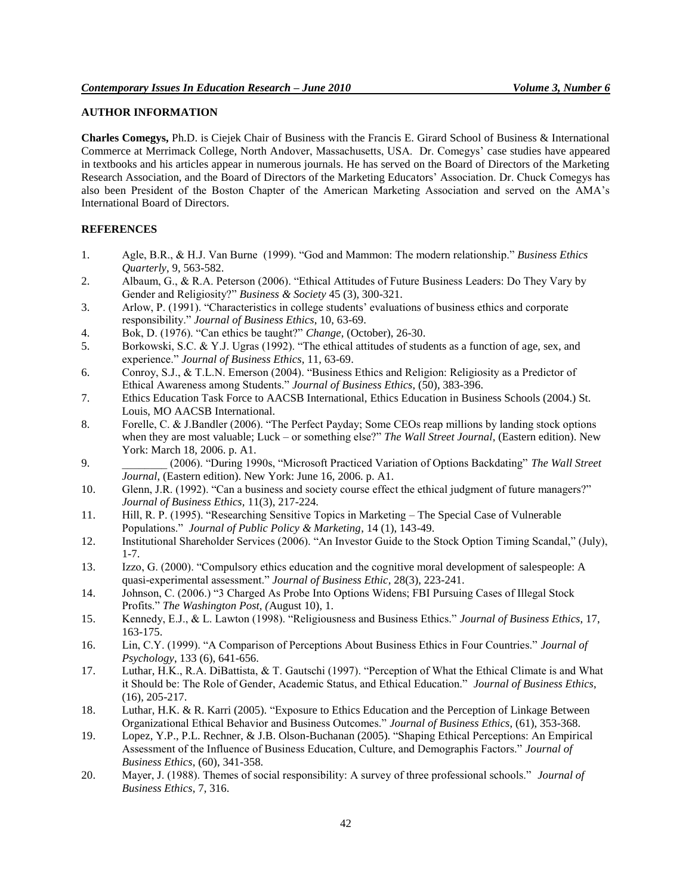## AUTHOR INFORMATION

**Charles Comegys,** Ph.D. is Ciejek Chair of Business with the Francis E. Girard School of Business & International Commerce at Merrimack College, North Andover, Massachusetts, USA. Dr. Comegys' case studies have appeared in textbooks and his articles appear in numerous journals. He has served on the Board of Directors of the Marketing Research Association, and the Board of Directors of the Marketing Educators' Association. Dr. Chuck Comegys has also been President of the Boston Chapter of the American Marketing Association and served on the AMA's International Board of Directors.

## REFERENCES

1. Agle, B.R., & H.J. Van Burne (1999). "God and Mammon: The modern relationship." *Business Ethics Quarterly*, 9, 563-582.
2. Albaum, G., & R.A. Peterson (2006). "Ethical Attitudes of Future Business Leaders: Do They Vary by Gender and Religiosity?" *Business & Society* 45 (3), 300-321.
3. Arlow, P. (1991). "Characteristics in college students' evaluations of business ethics and corporate responsibility." *Journal of Business Ethics*, 10, 63-69.
4. Bok, D. (1976). "Can ethics be taught?" *Change*, (October), 26-30.
5. Borkowski, S.C. & Y.J. Ugras (1992). "The ethical attitudes of students as a function of age, sex, and experience." *Journal of Business Ethics*, 11, 63-69.
6. Conroy, S.J., & T.L.N. Emerson (2004). "Business Ethics and Religion: Religiosity as a Predictor of Ethical Awareness among Students." *Journal of Business Ethics*, (50), 383-396.
7. Ethics Education Task Force to AACSB International, Ethics Education in Business Schools (2004.) St. Louis, MO AACSB International.
8. Forelle, C. & J.Bandler (2006). "The Perfect Payday; Some CEOs reap millions by landing stock options when they are most valuable; Luck – or something else?" *The Wall Street Journal*, (Eastern edition). New York: March 18, 2006. p. A1.
9. ________ (2006). "During 1990s, "Microsoft Practiced Variation of Options Backdating" *The Wall Street Journal*, (Eastern edition). New York: June 16, 2006. p. A1.
10. Glenn, J.R. (1992). "Can a business and society course effect the ethical judgment of future managers?" *Journal of Business Ethics*, 11(3), 217-224.
11. Hill, R. P. (1995). "Researching Sensitive Topics in Marketing – The Special Case of Vulnerable Populations." *Journal of Public Policy & Marketing*, 14 (1), 143-49.
12. Institutional Shareholder Services (2006). "An Investor Guide to the Stock Option Timing Scandal," (July), 1-7.
13. Izzo, G. (2000). "Compulsory ethics education and the cognitive moral development of salespeople: A quasi-experimental assessment." *Journal of Business Ethic*, 28(3), 223-241.
14. Johnson, C. (2006.) "3 Charged As Probe Into Options Widens; FBI Pursuing Cases of Illegal Stock Profits." *The Washington Post*, *(*August 10), 1.
15. Kennedy, E.J., & L. Lawton (1998). "Religiousness and Business Ethics." *Journal of Business Ethics*, 17, 163-175.
16. Lin, C.Y. (1999). "A Comparison of Perceptions About Business Ethics in Four Countries." *Journal of Psychology*, 133 (6), 641-656.
17. Luthar, H.K., R.A. DiBattista, & T. Gautschi (1997). "Perception of What the Ethical Climate is and What it Should be: The Role of Gender, Academic Status, and Ethical Education." *Journal of Business Ethics*, (16), 205-217.
18. Luthar, H.K. & R. Karri (2005). "Exposure to Ethics Education and the Perception of Linkage Between Organizational Ethical Behavior and Business Outcomes." *Journal of Business Ethics*, (61), 353-368.
19. Lopez, Y.P., P.L. Rechner, & J.B. Olson-Buchanan (2005). "Shaping Ethical Perceptions: An Empirical Assessment of the Influence of Business Education, Culture, and Demographis Factors." *Journal of Business Ethics*, (60), 341-358.
20. Mayer, J. (1988). Themes of social responsibility: A survey of three professional schools." *Journal of Business Ethics*, 7, 316.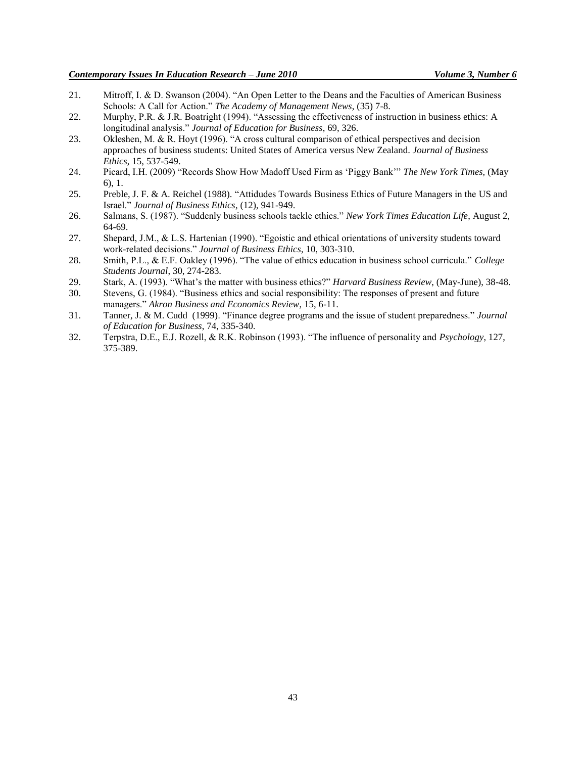21. Mitroff, I. & D. Swanson (2004). "An Open Letter to the Deans and the Faculties of American Business Schools: A Call for Action." *The Academy of Management News*, (35) 7-8.
22. Murphy, P.R. & J.R. Boatright (1994). "Assessing the effectiveness of instruction in business ethics: A longitudinal analysis." *Journal of Education for Business*, 69, 326.
23. Okleshen, M. & R. Hoyt (1996). "A cross cultural comparison of ethical perspectives and decision approaches of business students: United States of America versus New Zealand. *Journal of Business Ethics*, 15, 537-549.
24. Picard, I.H. (2009) "Records Show How Madoff Used Firm as 'Piggy Bank'" *The New York Times,* (May 6), 1.
25. Preble, J. F. & A. Reichel (1988). "Attidudes Towards Business Ethics of Future Managers in the US and Israel." *Journal of Business Ethics*, (12), 941-949.
26. Salmans, S. (1987). "Suddenly business schools tackle ethics." *New York Times Education Life*, August 2, 64-69.
27. Shepard, J.M., & L.S. Hartenian (1990). "Egoistic and ethical orientations of university students toward work-related decisions." *Journal of Business Ethics*, 10, 303-310.
28. Smith, P.L., & E.F. Oakley (1996). "The value of ethics education in business school curricula." *College Students Journal*, 30, 274-283.
29. Stark, A. (1993). "What's the matter with business ethics?" *Harvard Business Review*, (May-June), 38-48.
30. Stevens, G. (1984). "Business ethics and social responsibility: The responses of present and future managers." *Akron Business and Economics Review*, 15, 6-11.
31. Tanner, J. & M. Cudd (1999). "Finance degree programs and the issue of student preparedness." *Journal of Education for Business*, 74, 335-340.
32. Terpstra, D.E., E.J. Rozell, & R.K. Robinson (1993). "The influence of personality and *Psychology*, 127, 375-389.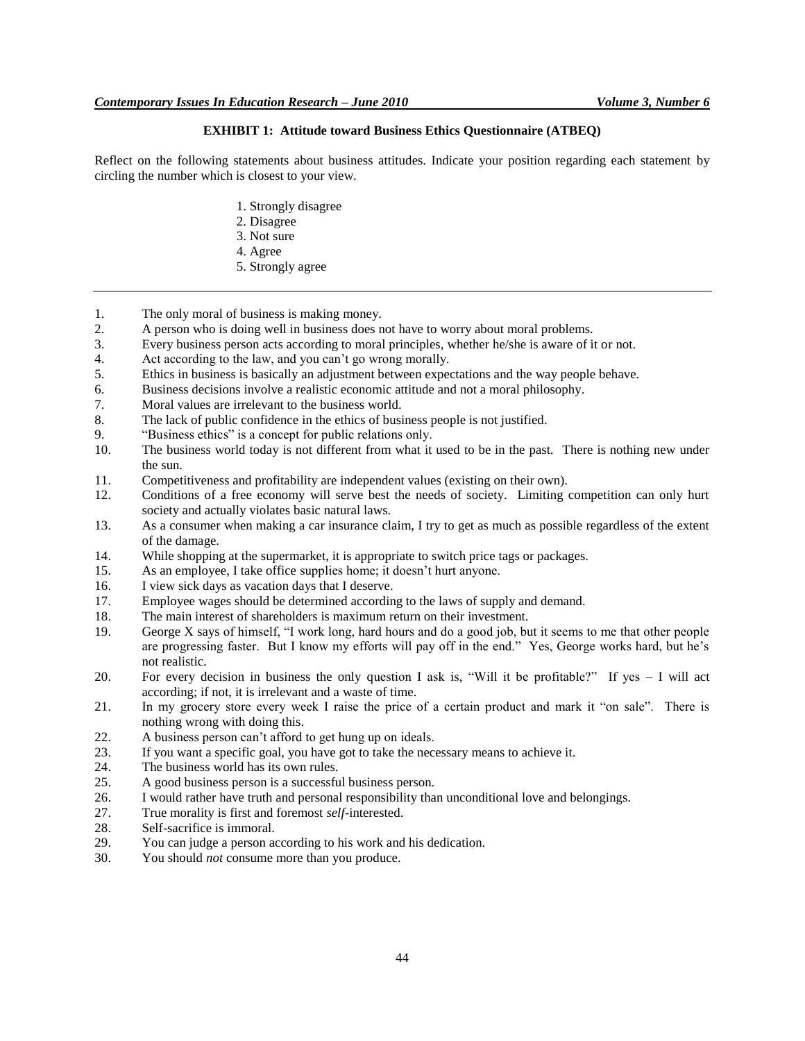**EXHIBIT 1: Attitude toward Business Ethics Questionnaire (ATBEQ)**

Reflect on the following statements about business attitudes. Indicate your position regarding each statement by circling the number which is closest to your view.

1. Strongly disagree
2. Disagree
3. Not sure
4. Agree
5. Strongly agree

---

1. The only moral of business is making money.
2. A person who is doing well in business does not have to worry about moral problems.
3. Every business person acts according to moral principles, whether he/she is aware of it or not.
4. Act according to the law, and you can't go wrong morally.
5. Ethics in business is basically an adjustment between expectations and the way people behave.
6. Business decisions involve a realistic economic attitude and not a moral philosophy.
7. Moral values are irrelevant to the business world.
8. The lack of public confidence in the ethics of business people is not justified.
9. "Business ethics" is a concept for public relations only.
10. The business world today is not different from what it used to be in the past. There is nothing new under the sun.
11. Competitiveness and profitability are independent values (existing on their own).
12. Conditions of a free economy will serve best the needs of society. Limiting competition can only hurt society and actually violates basic natural laws.
13. As a consumer when making a car insurance claim, I try to get as much as possible regardless of the extent of the damage.
14. While shopping at the supermarket, it is appropriate to switch price tags or packages.
15. As an employee, I take office supplies home; it doesn't hurt anyone.
16. I view sick days as vacation days that I deserve.
17. Employee wages should be determined according to the laws of supply and demand.
18. The main interest of shareholders is maximum return on their investment.
19. George X says of himself, "I work long, hard hours and do a good job, but it seems to me that other people are progressing faster. But I know my efforts will pay off in the end." Yes, George works hard, but he's not realistic.
20. For every decision in business the only question I ask is, "Will it be profitable?" If yes – I will act according; if not, it is irrelevant and a waste of time.
21. In my grocery store every week I raise the price of a certain product and mark it "on sale". There is nothing wrong with doing this.
22. A business person can't afford to get hung up on ideals.
23. If you want a specific goal, you have got to take the necessary means to achieve it.
24. The business world has its own rules.
25. A good business person is a successful business person.
26. I would rather have truth and personal responsibility than unconditional love and belongings.
27. True morality is first and foremost *self*-interested.
28. Self-sacrifice is immoral.
29. You can judge a person according to his work and his dedication.
30. You should *not* consume more than you produce.